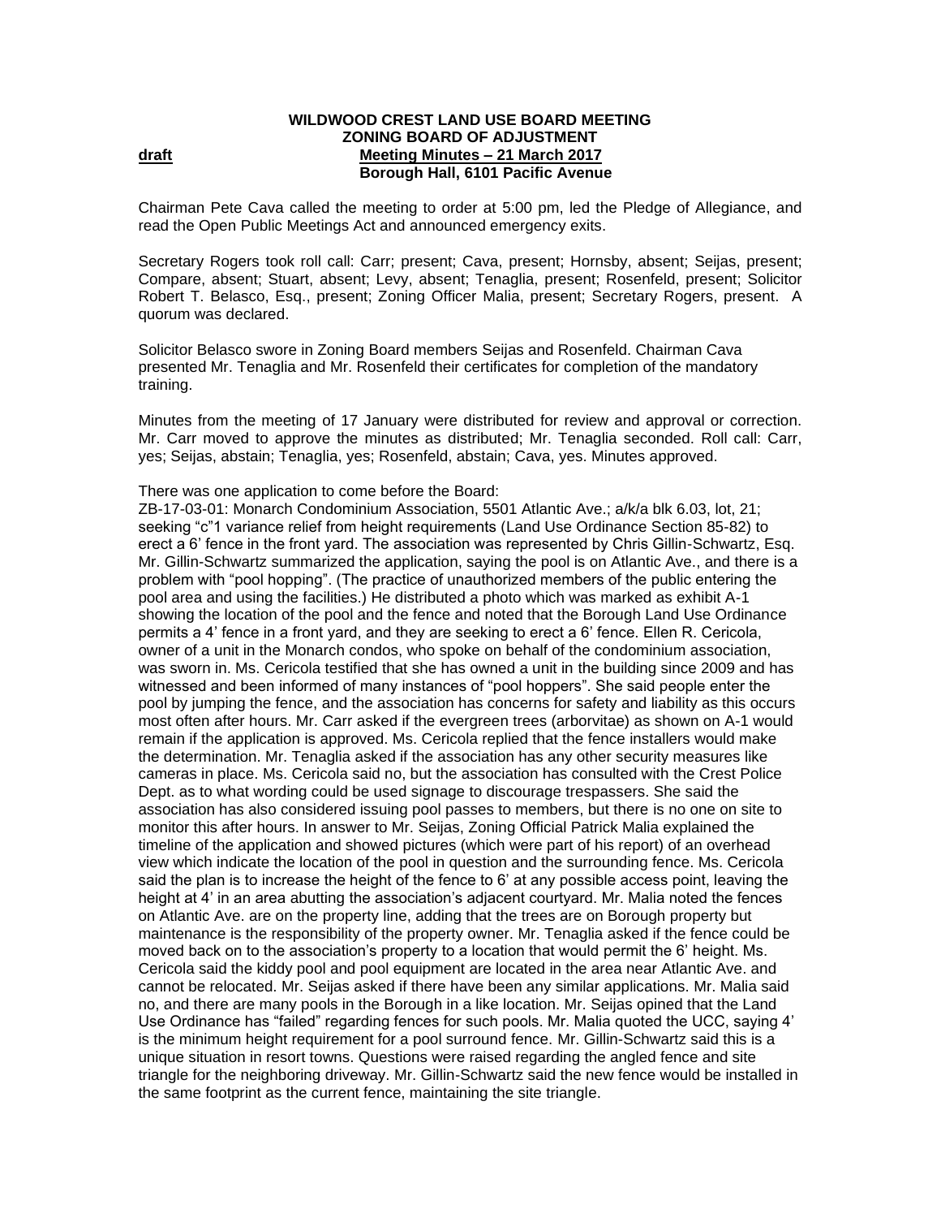**WILDWOOD CREST LAND USE BOARD MEETING**
**ZONING BOARD OF ADJUSTMENT**
**draft** **Meeting Minutes – 21 March 2017**
**Borough Hall, 6101 Pacific Avenue**

Chairman Pete Cava called the meeting to order at 5:00 pm, led the Pledge of Allegiance, and read the Open Public Meetings Act and announced emergency exits.

Secretary Rogers took roll call: Carr; present; Cava, present; Hornsby, absent; Seijas, present; Compare, absent; Stuart, absent; Levy, absent; Tenaglia, present; Rosenfeld, present; Solicitor Robert T. Belasco, Esq., present; Zoning Officer Malia, present; Secretary Rogers, present. A quorum was declared.

Solicitor Belasco swore in Zoning Board members Seijas and Rosenfeld. Chairman Cava presented Mr. Tenaglia and Mr. Rosenfeld their certificates for completion of the mandatory training.

Minutes from the meeting of 17 January were distributed for review and approval or correction. Mr. Carr moved to approve the minutes as distributed; Mr. Tenaglia seconded. Roll call: Carr, yes; Seijas, abstain; Tenaglia, yes; Rosenfeld, abstain; Cava, yes. Minutes approved.

There was one application to come before the Board:

ZB-17-03-01: Monarch Condominium Association, 5501 Atlantic Ave.; a/k/a blk 6.03, lot, 21; seeking "c"1 variance relief from height requirements (Land Use Ordinance Section 85-82) to erect a 6' fence in the front yard. The association was represented by Chris Gillin-Schwartz, Esq. Mr. Gillin-Schwartz summarized the application, saying the pool is on Atlantic Ave., and there is a problem with "pool hopping". (The practice of unauthorized members of the public entering the pool area and using the facilities.) He distributed a photo which was marked as exhibit A-1 showing the location of the pool and the fence and noted that the Borough Land Use Ordinance permits a 4' fence in a front yard, and they are seeking to erect a 6' fence. Ellen R. Cericola, owner of a unit in the Monarch condos, who spoke on behalf of the condominium association, was sworn in. Ms. Cericola testified that she has owned a unit in the building since 2009 and has witnessed and been informed of many instances of "pool hoppers". She said people enter the pool by jumping the fence, and the association has concerns for safety and liability as this occurs most often after hours. Mr. Carr asked if the evergreen trees (arborvitae) as shown on A-1 would remain if the application is approved. Ms. Cericola replied that the fence installers would make the determination. Mr. Tenaglia asked if the association has any other security measures like cameras in place. Ms. Cericola said no, but the association has consulted with the Crest Police Dept. as to what wording could be used signage to discourage trespassers. She said the association has also considered issuing pool passes to members, but there is no one on site to monitor this after hours. In answer to Mr. Seijas, Zoning Official Patrick Malia explained the timeline of the application and showed pictures (which were part of his report) of an overhead view which indicate the location of the pool in question and the surrounding fence. Ms. Cericola said the plan is to increase the height of the fence to 6' at any possible access point, leaving the height at 4' in an area abutting the association's adjacent courtyard. Mr. Malia noted the fences on Atlantic Ave. are on the property line, adding that the trees are on Borough property but maintenance is the responsibility of the property owner. Mr. Tenaglia asked if the fence could be moved back on to the association's property to a location that would permit the 6' height. Ms. Cericola said the kiddy pool and pool equipment are located in the area near Atlantic Ave. and cannot be relocated. Mr. Seijas asked if there have been any similar applications. Mr. Malia said no, and there are many pools in the Borough in a like location. Mr. Seijas opined that the Land Use Ordinance has "failed" regarding fences for such pools. Mr. Malia quoted the UCC, saying 4' is the minimum height requirement for a pool surround fence. Mr. Gillin-Schwartz said this is a unique situation in resort towns. Questions were raised regarding the angled fence and site triangle for the neighboring driveway. Mr. Gillin-Schwartz said the new fence would be installed in the same footprint as the current fence, maintaining the site triangle.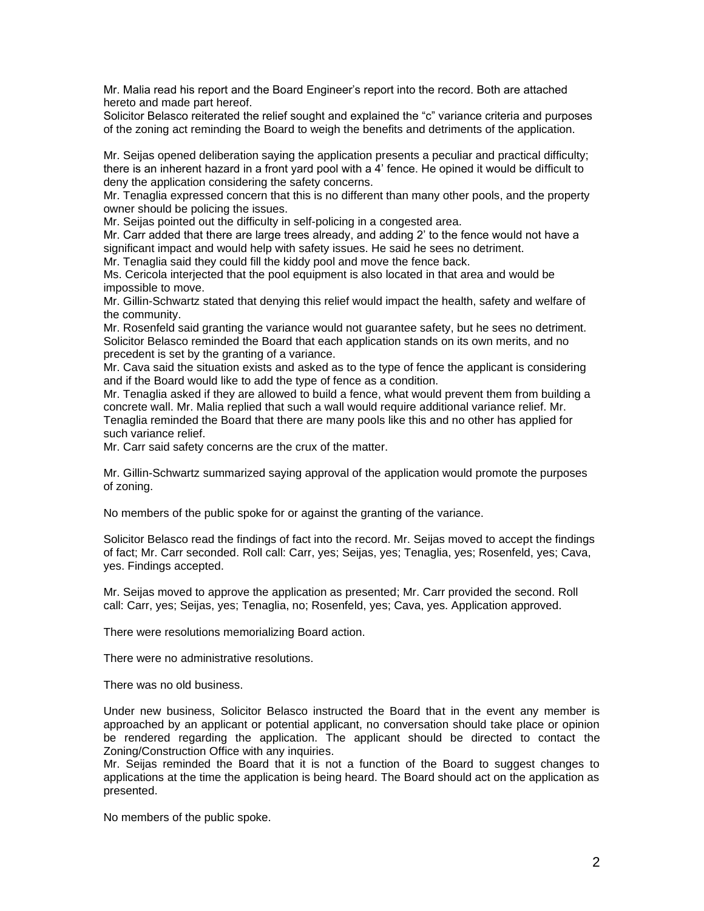Mr. Malia read his report and the Board Engineer's report into the record. Both are attached hereto and made part hereof.

Solicitor Belasco reiterated the relief sought and explained the "c" variance criteria and purposes of the zoning act reminding the Board to weigh the benefits and detriments of the application.

Mr. Seijas opened deliberation saying the application presents a peculiar and practical difficulty; there is an inherent hazard in a front yard pool with a 4' fence. He opined it would be difficult to deny the application considering the safety concerns.

Mr. Tenaglia expressed concern that this is no different than many other pools, and the property owner should be policing the issues.

Mr. Seijas pointed out the difficulty in self-policing in a congested area.

Mr. Carr added that there are large trees already, and adding 2' to the fence would not have a significant impact and would help with safety issues. He said he sees no detriment.

Mr. Tenaglia said they could fill the kiddy pool and move the fence back.

Ms. Cericola interjected that the pool equipment is also located in that area and would be impossible to move.

Mr. Gillin-Schwartz stated that denying this relief would impact the health, safety and welfare of the community.

Mr. Rosenfeld said granting the variance would not guarantee safety, but he sees no detriment.

Solicitor Belasco reminded the Board that each application stands on its own merits, and no precedent is set by the granting of a variance.

Mr. Cava said the situation exists and asked as to the type of fence the applicant is considering and if the Board would like to add the type of fence as a condition.

Mr. Tenaglia asked if they are allowed to build a fence, what would prevent them from building a concrete wall. Mr. Malia replied that such a wall would require additional variance relief. Mr. Tenaglia reminded the Board that there are many pools like this and no other has applied for such variance relief.

Mr. Carr said safety concerns are the crux of the matter.

Mr. Gillin-Schwartz summarized saying approval of the application would promote the purposes of zoning.

No members of the public spoke for or against the granting of the variance.

Solicitor Belasco read the findings of fact into the record. Mr. Seijas moved to accept the findings of fact; Mr. Carr seconded. Roll call: Carr, yes; Seijas, yes; Tenaglia, yes; Rosenfeld, yes; Cava, yes. Findings accepted.

Mr. Seijas moved to approve the application as presented; Mr. Carr provided the second. Roll call: Carr, yes; Seijas, yes; Tenaglia, no; Rosenfeld, yes; Cava, yes. Application approved.

There were resolutions memorializing Board action.

There were no administrative resolutions.

There was no old business.

Under new business, Solicitor Belasco instructed the Board that in the event any member is approached by an applicant or potential applicant, no conversation should take place or opinion be rendered regarding the application. The applicant should be directed to contact the Zoning/Construction Office with any inquiries.

Mr. Seijas reminded the Board that it is not a function of the Board to suggest changes to applications at the time the application is being heard. The Board should act on the application as presented.

No members of the public spoke.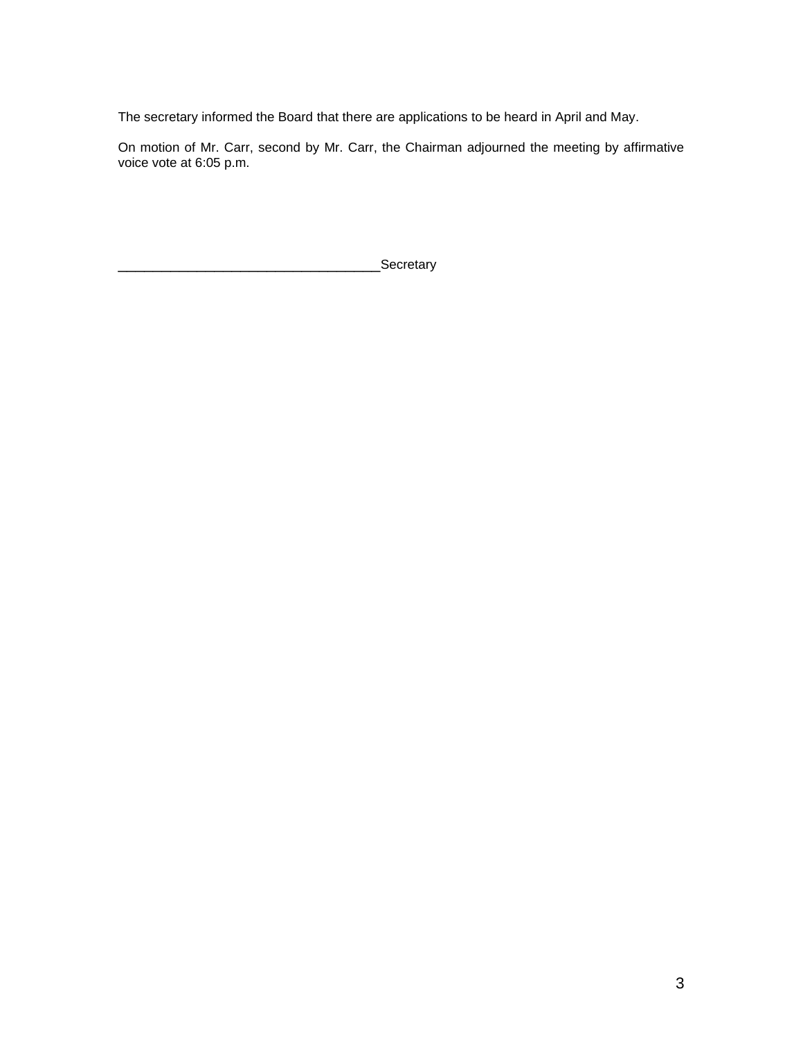The secretary informed the Board that there are applications to be heard in April and May.

On motion of Mr. Carr, second by Mr. Carr, the Chairman adjourned the meeting by affirmative voice vote at 6:05 p.m.

___________________________________Secretary